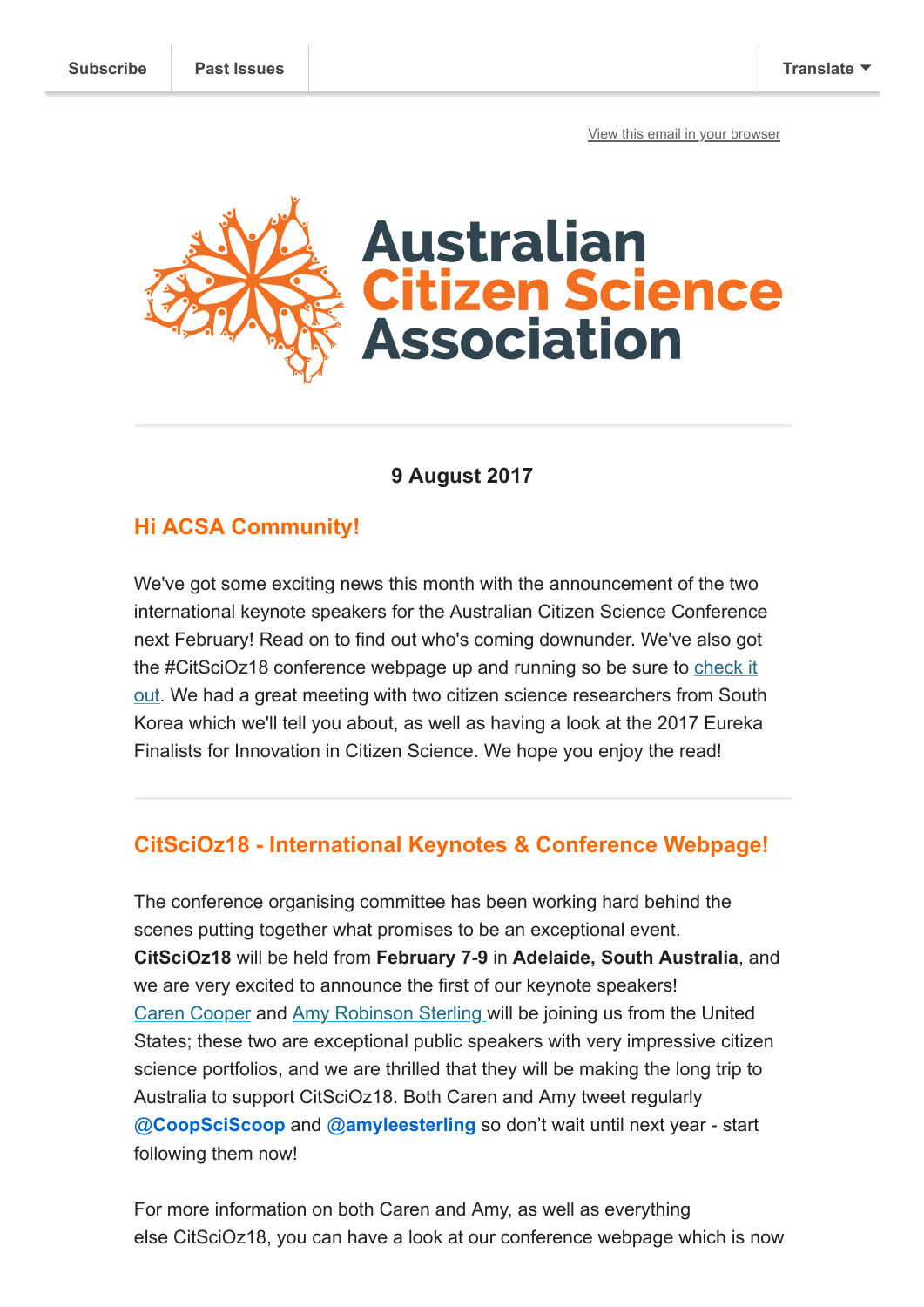Subscribe | Past Issues | Translate

View this email in your browser

# Australian Citizen Science Association

**9 August 2017**

## Hi ACSA Community!

We've got some exciting news this month with the announcement of the two international keynote speakers for the Australian Citizen Science Conference next February! Read on to find out who's coming downunder. We've also got the #CitSciOz18 conference webpage up and running so be sure to check it out. We had a great meeting with two citizen science researchers from South Korea which we'll tell you about, as well as having a look at the 2017 Eureka Finalists for Innovation in Citizen Science. We hope you enjoy the read!

## CitSciOz18 - International Keynotes & Conference Webpage!

The conference organising committee has been working hard behind the scenes putting together what promises to be an exceptional event. **CitSciOz18** will be held from **February 7-9** in **Adelaide, South Australia**, and we are very excited to announce the first of our keynote speakers! Caren Cooper and Amy Robinson Sterling will be joining us from the United States; these two are exceptional public speakers with very impressive citizen science portfolios, and we are thrilled that they will be making the long trip to Australia to support CitSciOz18. Both Caren and Amy tweet regularly **@CoopSciScoop** and **@amyleesterling** so don't wait until next year - start following them now!

For more information on both Caren and Amy, as well as everything else CitSciOz18, you can have a look at our conference webpage which is now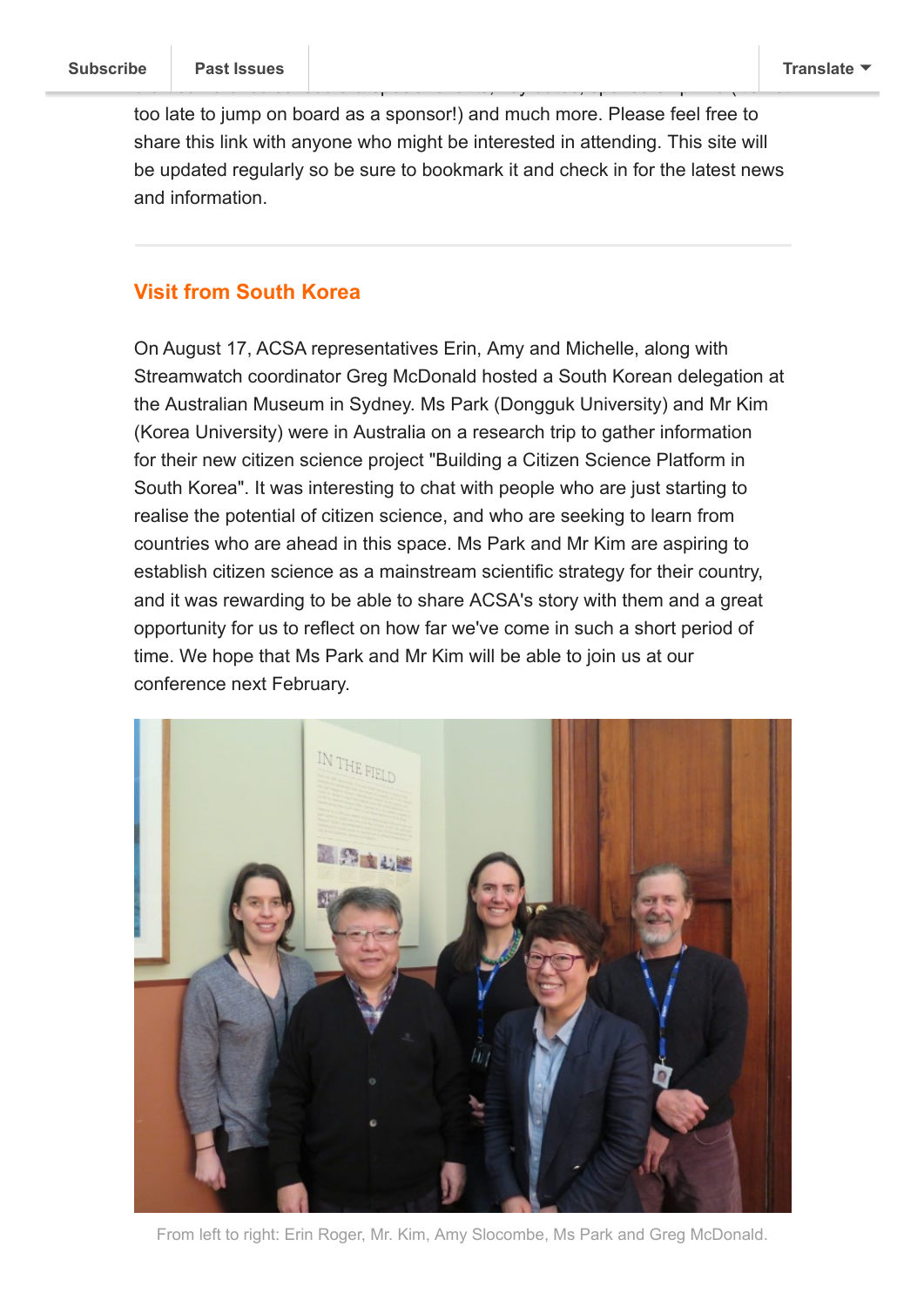too late to jump on board as a sponsor!) and much more. Please feel free to share this link with anyone who might be interested in attending. This site will be updated regularly so be sure to bookmark it and check in for the latest news and information.

---

## Visit from South Korea

On August 17, ACSA representatives Erin, Amy and Michelle, along with Streamwatch coordinator Greg McDonald hosted a South Korean delegation at the Australian Museum in Sydney. Ms Park (Dongguk University) and Mr Kim (Korea University) were in Australia on a research trip to gather information for their new citizen science project "Building a Citizen Science Platform in South Korea". It was interesting to chat with people who are just starting to realise the potential of citizen science, and who are seeking to learn from countries who are ahead in this space. Ms Park and Mr Kim are aspiring to establish citizen science as a mainstream scientific strategy for their country, and it was rewarding to be able to share ACSA's story with them and a great opportunity for us to reflect on how far we've come in such a short period of time. We hope that Ms Park and Mr Kim will be able to join us at our conference next February.

From left to right: Erin Roger, Mr. Kim, Amy Slocombe, Ms Park and Greg McDonald.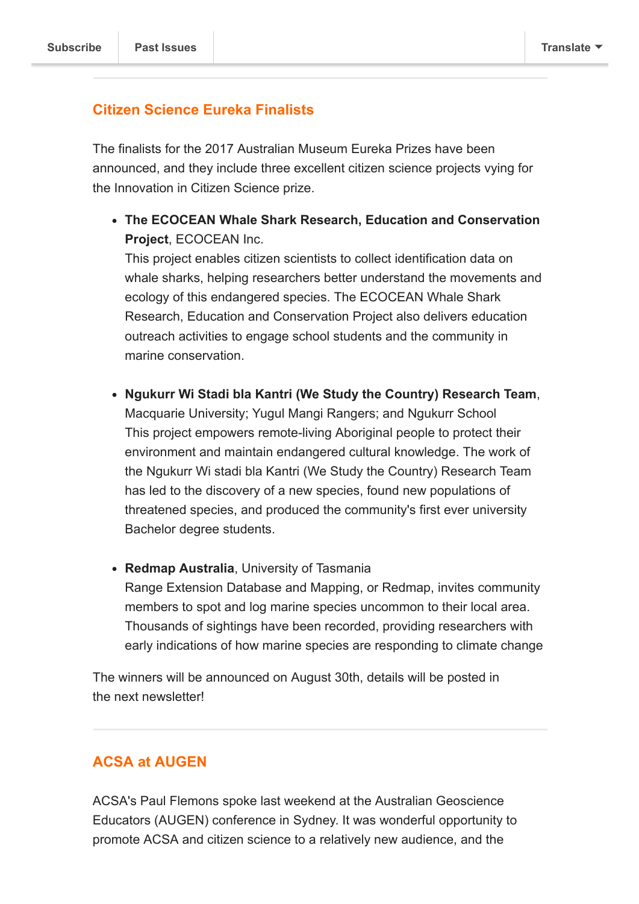Subscribe | Past Issues | Translate

## Citizen Science Eureka Finalists

The finalists for the 2017 Australian Museum Eureka Prizes have been announced, and they include three excellent citizen science projects vying for the Innovation in Citizen Science prize.

- **The ECOCEAN Whale Shark Research, Education and Conservation Project**, ECOCEAN Inc.
  This project enables citizen scientists to collect identification data on whale sharks, helping researchers better understand the movements and ecology of this endangered species. The ECOCEAN Whale Shark Research, Education and Conservation Project also delivers education outreach activities to engage school students and the community in marine conservation.

- **Ngukurr Wi Stadi bla Kantri (We Study the Country) Research Team**, Macquarie University; Yugul Mangi Rangers; and Ngukurr School
  This project empowers remote-living Aboriginal people to protect their environment and maintain endangered cultural knowledge. The work of the Ngukurr Wi stadi bla Kantri (We Study the Country) Research Team has led to the discovery of a new species, found new populations of threatened species, and produced the community's first ever university Bachelor degree students.

- **Redmap Australia**, University of Tasmania
  Range Extension Database and Mapping, or Redmap, invites community members to spot and log marine species uncommon to their local area. Thousands of sightings have been recorded, providing researchers with early indications of how marine species are responding to climate change

The winners will be announced on August 30th, details will be posted in the next newsletter!

## ACSA at AUGEN

ACSA's Paul Flemons spoke last weekend at the Australian Geoscience Educators (AUGEN) conference in Sydney. It was wonderful opportunity to promote ACSA and citizen science to a relatively new audience, and the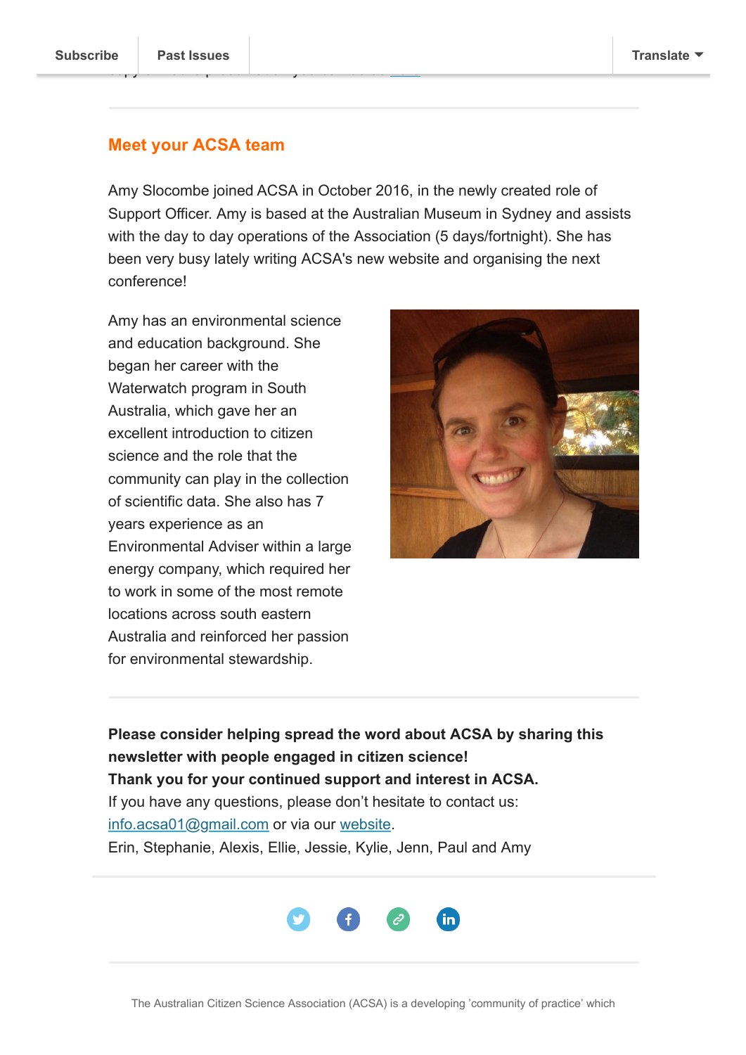## Meet your ACSA team

Amy Slocombe joined ACSA in October 2016, in the newly created role of Support Officer. Amy is based at the Australian Museum in Sydney and assists with the day to day operations of the Association (5 days/fortnight). She has been very busy lately writing ACSA's new website and organising the next conference!

Amy has an environmental science and education background. She began her career with the Waterwatch program in South Australia, which gave her an excellent introduction to citizen science and the role that the community can play in the collection of scientific data. She also has 7 years experience as an Environmental Adviser within a large energy company, which required her to work in some of the most remote locations across south eastern Australia and reinforced her passion for environmental stewardship.

**Please consider helping spread the word about ACSA by sharing this newsletter with people engaged in citizen science!**
**Thank you for your continued support and interest in ACSA.**
If you have any questions, please don't hesitate to contact us: info.acsa01@gmail.com or via our website.
Erin, Stephanie, Alexis, Ellie, Jessie, Kylie, Jenn, Paul and Amy

The Australian Citizen Science Association (ACSA) is a developing 'community of practice' which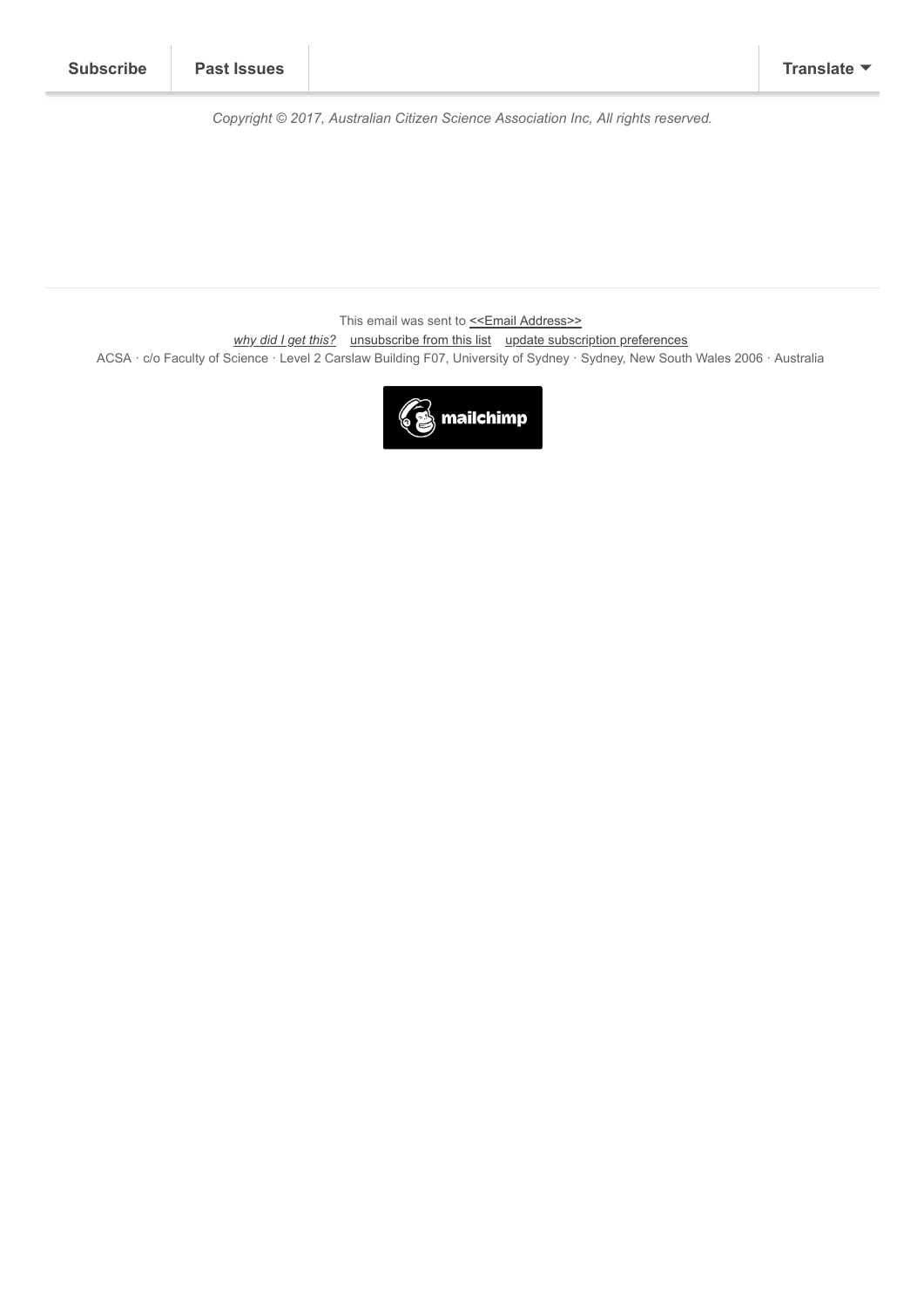Subscribe | Past Issues | Translate

*Copyright © 2017, Australian Citizen Science Association Inc, All rights reserved.*

---

This email was sent to <<Email Address>>

*why did I get this?* unsubscribe from this list update subscription preferences

ACSA · c/o Faculty of Science · Level 2 Carslaw Building F07, University of Sydney · Sydney, New South Wales 2006 · Australia

mailchimp